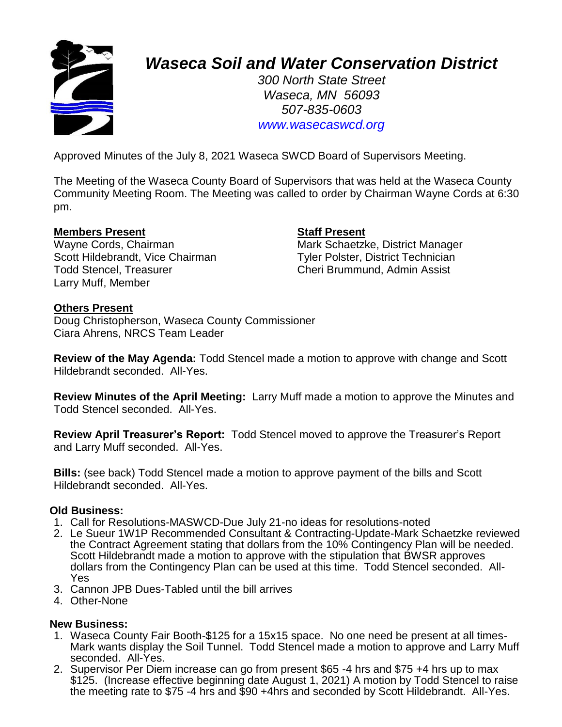# *Waseca Soil and Water Conservation District*

*300 North State Street*
*Waseca, MN 56093*
*507-835-0603*
*www.wasecaswcd.org*

Approved Minutes of the July 8, 2021 Waseca SWCD Board of Supervisors Meeting.

The Meeting of the Waseca County Board of Supervisors that was held at the Waseca County Community Meeting Room. The Meeting was called to order by Chairman Wayne Cords at 6:30 pm.

**Members Present**
Wayne Cords, Chairman
Scott Hildebrandt, Vice Chairman
Todd Stencel, Treasurer
Larry Muff, Member

**Staff Present**
Mark Schaetzke, District Manager
Tyler Polster, District Technician
Cheri Brummund, Admin Assist

**Others Present**
Doug Christopherson, Waseca County Commissioner
Ciara Ahrens, NRCS Team Leader

**Review of the May Agenda:** Todd Stencel made a motion to approve with change and Scott Hildebrandt seconded. All-Yes.

**Review Minutes of the April Meeting:** Larry Muff made a motion to approve the Minutes and Todd Stencel seconded. All-Yes.

**Review April Treasurer's Report:** Todd Stencel moved to approve the Treasurer's Report and Larry Muff seconded. All-Yes.

**Bills:** (see back) Todd Stencel made a motion to approve payment of the bills and Scott Hildebrandt seconded. All-Yes.

**Old Business:**

1. Call for Resolutions-MASWCD-Due July 21-no ideas for resolutions-noted
2. Le Sueur 1W1P Recommended Consultant & Contracting-Update-Mark Schaetzke reviewed the Contract Agreement stating that dollars from the 10% Contingency Plan will be needed. Scott Hildebrandt made a motion to approve with the stipulation that BWSR approves dollars from the Contingency Plan can be used at this time. Todd Stencel seconded. All-Yes
3. Cannon JPB Dues-Tabled until the bill arrives
4. Other-None

**New Business:**

1. Waseca County Fair Booth-$125 for a 15x15 space. No one need be present at all times-Mark wants display the Soil Tunnel. Todd Stencel made a motion to approve and Larry Muff seconded. All-Yes.
2. Supervisor Per Diem increase can go from present $65 -4 hrs and $75 +4 hrs up to max $125. (Increase effective beginning date August 1, 2021) A motion by Todd Stencel to raise the meeting rate to $75 -4 hrs and $90 +4hrs and seconded by Scott Hildebrandt. All-Yes.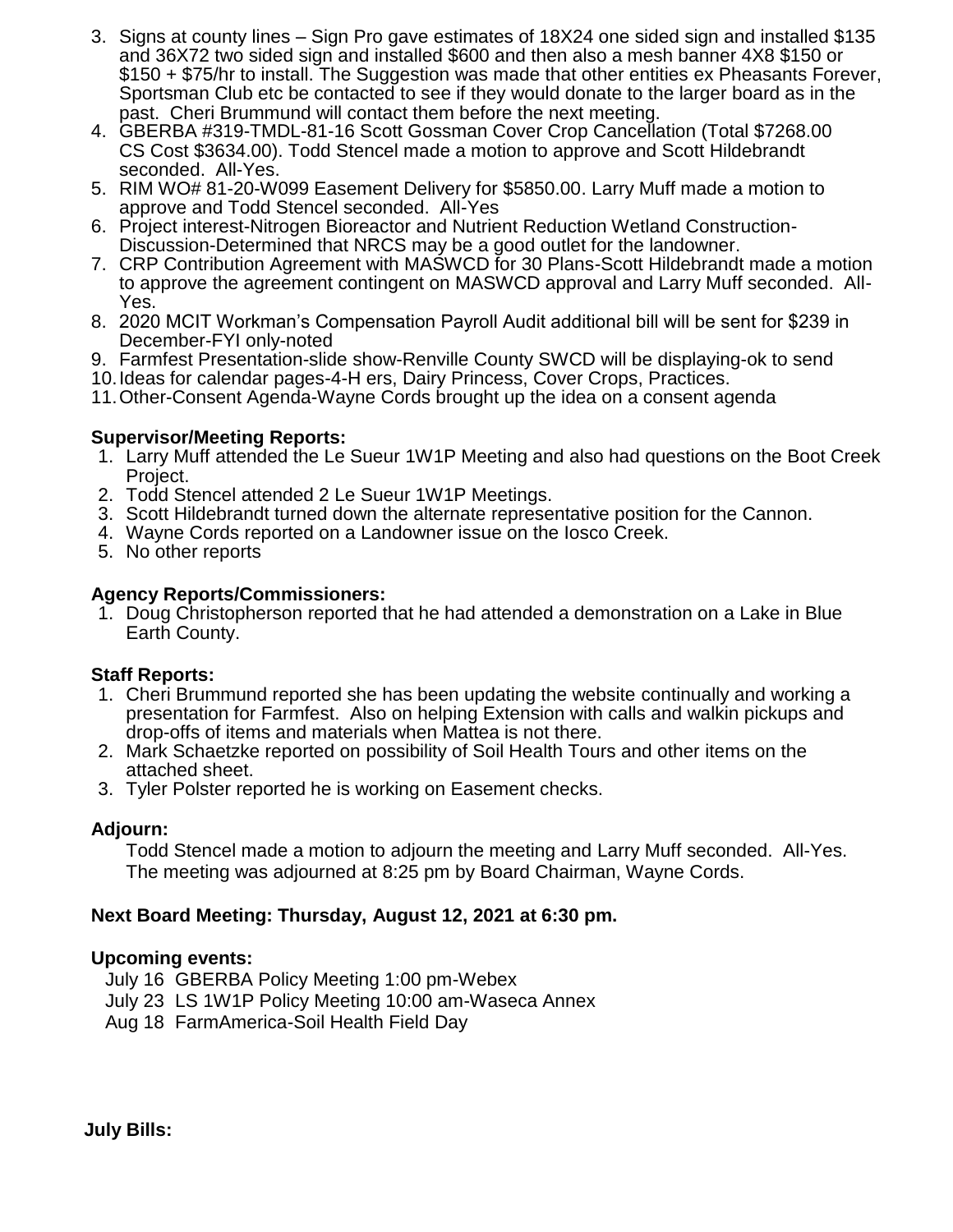3. Signs at county lines – Sign Pro gave estimates of 18X24 one sided sign and installed $135 and 36X72 two sided sign and installed $600 and then also a mesh banner 4X8 $150 or $150 + $75/hr to install. The Suggestion was made that other entities ex Pheasants Forever, Sportsman Club etc be contacted to see if they would donate to the larger board as in the past. Cheri Brummund will contact them before the next meeting.
4. GBERBA #319-TMDL-81-16 Scott Gossman Cover Crop Cancellation (Total $7268.00 CS Cost $3634.00). Todd Stencel made a motion to approve and Scott Hildebrandt seconded. All-Yes.
5. RIM WO# 81-20-W099 Easement Delivery for $5850.00. Larry Muff made a motion to approve and Todd Stencel seconded. All-Yes
6. Project interest-Nitrogen Bioreactor and Nutrient Reduction Wetland Construction-Discussion-Determined that NRCS may be a good outlet for the landowner.
7. CRP Contribution Agreement with MASWCD for 30 Plans-Scott Hildebrandt made a motion to approve the agreement contingent on MASWCD approval and Larry Muff seconded. All-Yes.
8. 2020 MCIT Workman's Compensation Payroll Audit additional bill will be sent for $239 in December-FYI only-noted
9. Farmfest Presentation-slide show-Renville County SWCD will be displaying-ok to send
10. Ideas for calendar pages-4-H ers, Dairy Princess, Cover Crops, Practices.
11. Other-Consent Agenda-Wayne Cords brought up the idea on a consent agenda

**Supervisor/Meeting Reports:**

1. Larry Muff attended the Le Sueur 1W1P Meeting and also had questions on the Boot Creek Project.
2. Todd Stencel attended 2 Le Sueur 1W1P Meetings.
3. Scott Hildebrandt turned down the alternate representative position for the Cannon.
4. Wayne Cords reported on a Landowner issue on the Iosco Creek.
5. No other reports

**Agency Reports/Commissioners:**

1. Doug Christopherson reported that he had attended a demonstration on a Lake in Blue Earth County.

**Staff Reports:**

1. Cheri Brummund reported she has been updating the website continually and working a presentation for Farmfest. Also on helping Extension with calls and walkin pickups and drop-offs of items and materials when Mattea is not there.
2. Mark Schaetzke reported on possibility of Soil Health Tours and other items on the attached sheet.
3. Tyler Polster reported he is working on Easement checks.

**Adjourn:**

Todd Stencel made a motion to adjourn the meeting and Larry Muff seconded. All-Yes. The meeting was adjourned at 8:25 pm by Board Chairman, Wayne Cords.

**Next Board Meeting: Thursday, August 12, 2021 at 6:30 pm.**

**Upcoming events:**

July 16 GBERBA Policy Meeting 1:00 pm-Webex
July 23 LS 1W1P Policy Meeting 10:00 am-Waseca Annex
Aug 18 FarmAmerica-Soil Health Field Day

**July Bills:**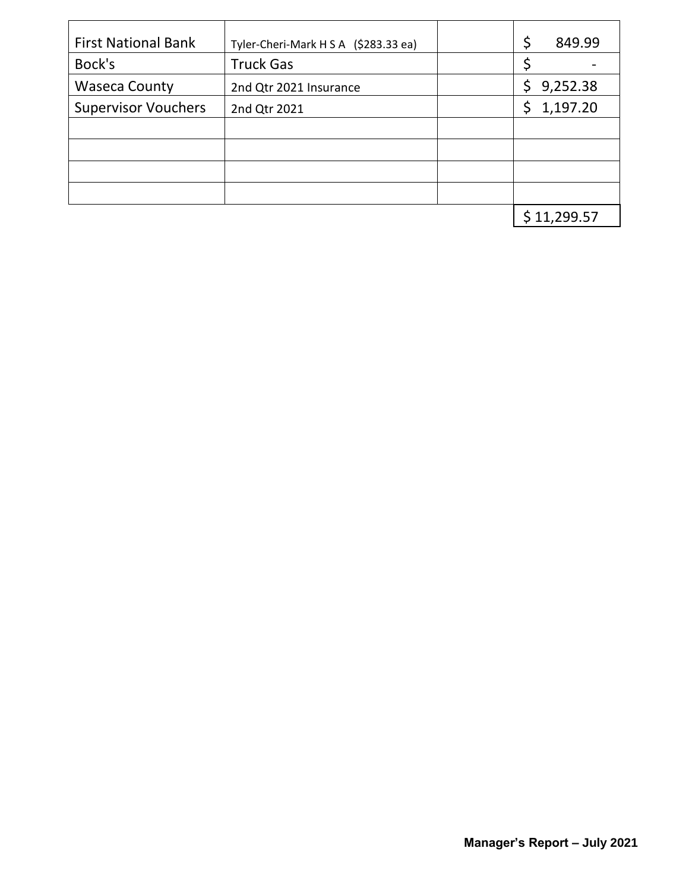| | | | |
|---|---|---|---|
| First National Bank | Tyler-Cheri-Mark H S A ($283.33 ea) | | $ 849.99 |
| Bock's | Truck Gas | | $ - |
| Waseca County | 2nd Qtr 2021 Insurance | | $ 9,252.38 |
| Supervisor Vouchers | 2nd Qtr 2021 | | $ 1,197.20 |
| | | | |
| | | | |
| | | | |
| | | | |
| | | | $ 11,299.57 |

**Manager's Report – July 2021**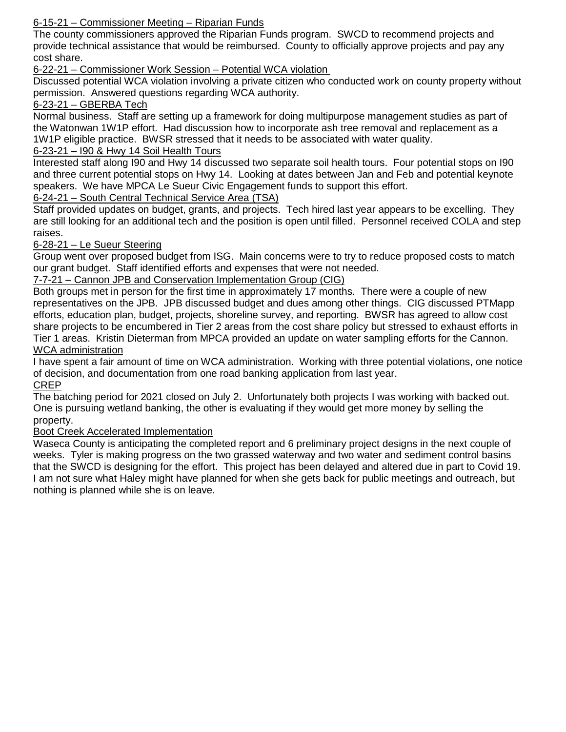6-15-21 – Commissioner Meeting – Riparian Funds

The county commissioners approved the Riparian Funds program. SWCD to recommend projects and provide technical assistance that would be reimbursed. County to officially approve projects and pay any cost share.

6-22-21 – Commissioner Work Session – Potential WCA violation

Discussed potential WCA violation involving a private citizen who conducted work on county property without permission. Answered questions regarding WCA authority.

6-23-21 – GBERBA Tech

Normal business. Staff are setting up a framework for doing multipurpose management studies as part of the Watonwan 1W1P effort. Had discussion how to incorporate ash tree removal and replacement as a 1W1P eligible practice. BWSR stressed that it needs to be associated with water quality.

6-23-21 – I90 & Hwy 14 Soil Health Tours

Interested staff along I90 and Hwy 14 discussed two separate soil health tours. Four potential stops on I90 and three current potential stops on Hwy 14. Looking at dates between Jan and Feb and potential keynote speakers. We have MPCA Le Sueur Civic Engagement funds to support this effort.

6-24-21 – South Central Technical Service Area (TSA)

Staff provided updates on budget, grants, and projects. Tech hired last year appears to be excelling. They are still looking for an additional tech and the position is open until filled. Personnel received COLA and step raises.

6-28-21 – Le Sueur Steering

Group went over proposed budget from ISG. Main concerns were to try to reduce proposed costs to match our grant budget. Staff identified efforts and expenses that were not needed.

7-7-21 – Cannon JPB and Conservation Implementation Group (CIG)

Both groups met in person for the first time in approximately 17 months. There were a couple of new representatives on the JPB. JPB discussed budget and dues among other things. CIG discussed PTMapp efforts, education plan, budget, projects, shoreline survey, and reporting. BWSR has agreed to allow cost share projects to be encumbered in Tier 2 areas from the cost share policy but stressed to exhaust efforts in Tier 1 areas. Kristin Dieterman from MPCA provided an update on water sampling efforts for the Cannon.

WCA administration

I have spent a fair amount of time on WCA administration. Working with three potential violations, one notice of decision, and documentation from one road banking application from last year.

CREP

The batching period for 2021 closed on July 2. Unfortunately both projects I was working with backed out. One is pursuing wetland banking, the other is evaluating if they would get more money by selling the property.

Boot Creek Accelerated Implementation

Waseca County is anticipating the completed report and 6 preliminary project designs in the next couple of weeks. Tyler is making progress on the two grassed waterway and two water and sediment control basins that the SWCD is designing for the effort. This project has been delayed and altered due in part to Covid 19. I am not sure what Haley might have planned for when she gets back for public meetings and outreach, but nothing is planned while she is on leave.